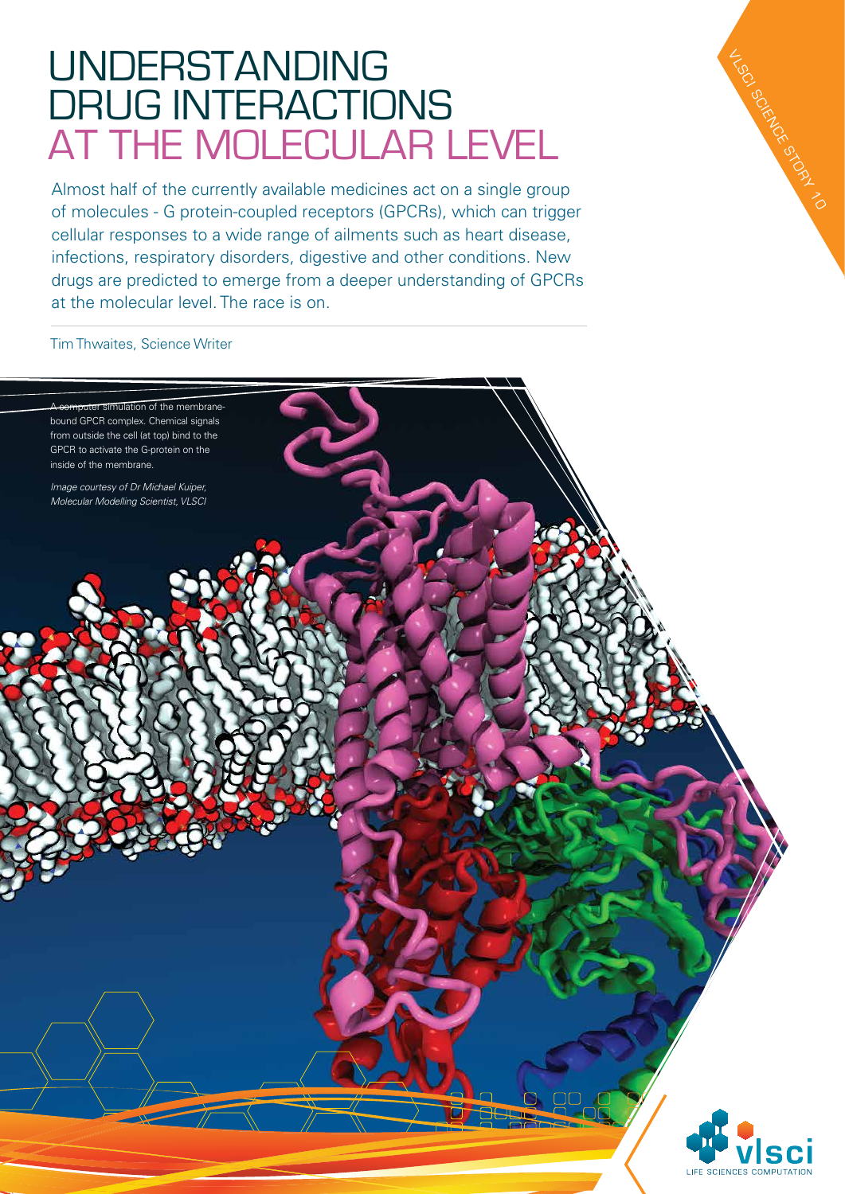# UNDERSTANDING DRUG INTERACTIONS AT THE MOLECULAR LEVEL

VLSCI SCIENCE STORY 10

Almost half of the currently available medicines act on a single group of molecules - G protein-coupled receptors (GPCRs), which can trigger cellular responses to a wide range of ailments such as heart disease, infections, respiratory disorders, digestive and other conditions. New drugs are predicted to emerge from a deeper understanding of GPCRs at the molecular level. The race is on.

Tim Thwaites, Science Writer

A computer simulation of the membrane-bound GPCR complex. Chemical signals from outside the cell (at top) bind to the GPCR to activate the G-protein on the inside of the membrane.

*Image courtesy of Dr Michael Kuiper, Molecular Modelling Scientist, VLSCI*

vlsci LIFE SCIENCES COMPUTATION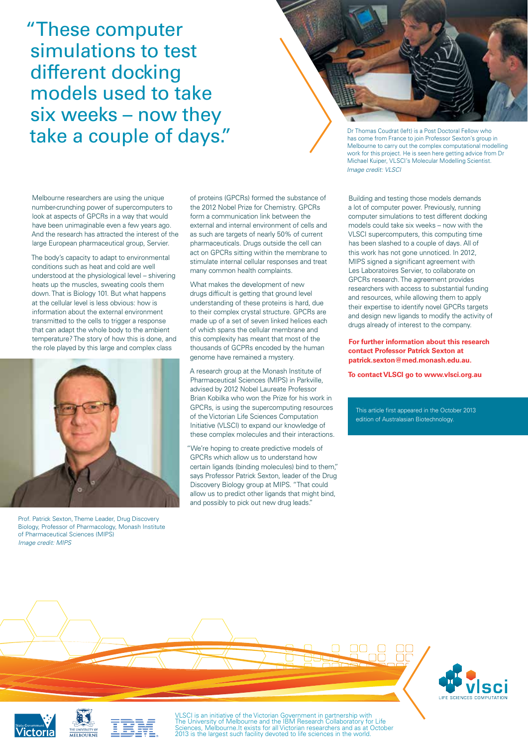# "These computer simulations to test different docking models used to take six weeks – now they take a couple of days."

Dr Thomas Coudrat (left) is a Post Doctoral Fellow who has come from France to join Professor Sexton's group in Melbourne to carry out the complex computational modelling work for this project. He is seen here getting advice from Dr Michael Kuiper, VLSCI's Molecular Modelling Scientist.
*Image credit: VLSCI*

Melbourne researchers are using the unique number-crunching power of supercomputers to look at aspects of GPCRs in a way that would have been unimaginable even a few years ago. And the research has attracted the interest of the large European pharmaceutical group, Servier.

The body's capacity to adapt to environmental conditions such as heat and cold are well understood at the physiological level – shivering heats up the muscles, sweating cools them down. That is Biology 101. But what happens at the cellular level is less obvious: how is information about the external environment transmitted to the cells to trigger a response that can adapt the whole body to the ambient temperature? The story of how this is done, and the role played by this large and complex class of proteins (GPCRs) formed the substance of the 2012 Nobel Prize for Chemistry. GPCRs form a communication link between the external and internal environment of cells and as such are targets of nearly 50% of current pharmaceuticals. Drugs outside the cell can act on GPCRs sitting within the membrane to stimulate internal cellular responses and treat many common health complaints.

Prof. Patrick Sexton, Theme Leader, Drug Discovery Biology, Professor of Pharmacology, Monash Institute of Pharmaceutical Sciences (MIPS)
*Image credit: MIPS*

What makes the development of new drugs difficult is getting that ground level understanding of these proteins is hard, due to their complex crystal structure. GPCRs are made up of a set of seven linked helices each of which spans the cellular membrane and this complexity has meant that most of the thousands of GCPRs encoded by the human genome have remained a mystery.

A research group at the Monash Institute of Pharmaceutical Sciences (MIPS) in Parkville, advised by 2012 Nobel Laureate Professor Brian Kobilka who won the Prize for his work in GPCRs, is using the supercomputing resources of the Victorian Life Sciences Computation Initiative (VLSCI) to expand our knowledge of these complex molecules and their interactions.

"We're hoping to create predictive models of GPCRs which allow us to understand how certain ligands (binding molecules) bind to them," says Professor Patrick Sexton, leader of the Drug Discovery Biology group at MIPS. "That could allow us to predict other ligands that might bind, and possibly to pick out new drug leads."

Building and testing those models demands a lot of computer power. Previously, running computer simulations to test different docking models could take six weeks – now with the VLSCI supercomputers, this computing time has been slashed to a couple of days. All of this work has not gone unnoticed. In 2012, MIPS signed a significant agreement with Les Laboratoires Servier, to collaborate on GPCRs research. The agreement provides researchers with access to substantial funding and resources, while allowing them to apply their expertise to identify novel GPCRs targets and design new ligands to modify the activity of drugs already of interest to the company.

**For further information about this research contact Professor Patrick Sexton at patrick.sexton@med.monash.edu.au.**

**To contact VLSCI go to www.vlsci.org.au**

This article first appeared in the October 2013 edition of Australasian Biotechnology.

VLSCI is an initiative of the Victorian Government in partnership with The University of Melbourne and the IBM Research Collaboratory for Life Sciences, Melbourne.It exists for all Victorian researchers and as at October 2013 is the largest such facility devoted to life sciences in the world.